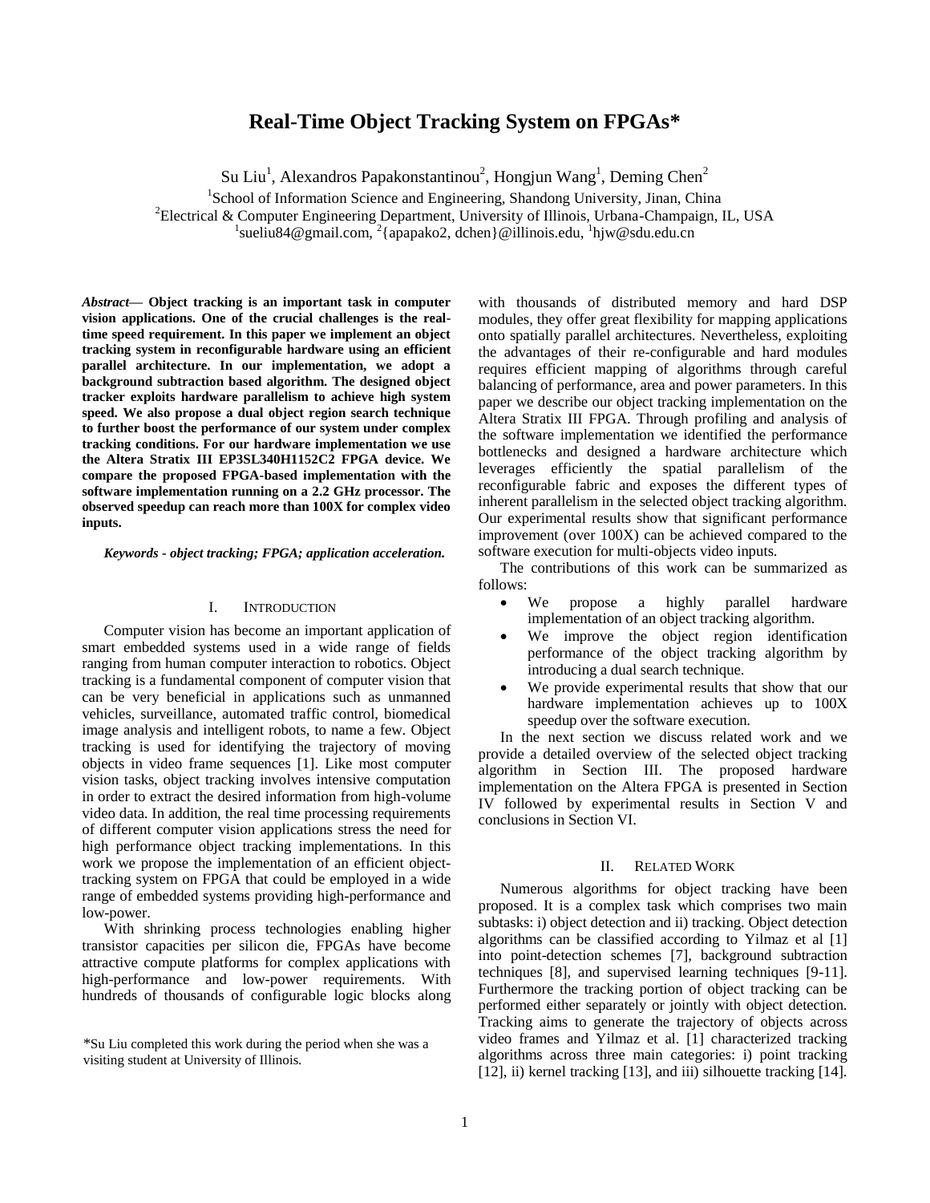# Real-Time Object Tracking System on FPGAs*

Su Liu[1], Alexandros Papakonstantinou[2], Hongjun Wang[1], Deming Chen[2]

[1]School of Information Science and Engineering, Shandong University, Jinan, China
[2]Electrical & Computer Engineering Department, University of Illinois, Urbana-Champaign, IL, USA
[1]sueliu84@gmail.com, [2]{apapako2, dchen}@illinois.edu, [1]hjw@sdu.edu.cn

***Abstract*— Object tracking is an important task in computer vision applications. One of the crucial challenges is the real-time speed requirement. In this paper we implement an object tracking system in reconfigurable hardware using an efficient parallel architecture. In our implementation, we adopt a background subtraction based algorithm. The designed object tracker exploits hardware parallelism to achieve high system speed. We also propose a dual object region search technique to further boost the performance of our system under complex tracking conditions. For our hardware implementation we use the Altera Stratix III EP3SL340H1152C2 FPGA device. We compare the proposed FPGA-based implementation with the software implementation running on a 2.2 GHz processor. The observed speedup can reach more than 100X for complex video inputs.**

***Keywords - object tracking; FPGA; application acceleration.***

## I. INTRODUCTION

Computer vision has become an important application of smart embedded systems used in a wide range of fields ranging from human computer interaction to robotics. Object tracking is a fundamental component of computer vision that can be very beneficial in applications such as unmanned vehicles, surveillance, automated traffic control, biomedical image analysis and intelligent robots, to name a few. Object tracking is used for identifying the trajectory of moving objects in video frame sequences [1]. Like most computer vision tasks, object tracking involves intensive computation in order to extract the desired information from high-volume video data. In addition, the real time processing requirements of different computer vision applications stress the need for high performance object tracking implementations. In this work we propose the implementation of an efficient object-tracking system on FPGA that could be employed in a wide range of embedded systems providing high-performance and low-power.

With shrinking process technologies enabling higher transistor capacities per silicon die, FPGAs have become attractive compute platforms for complex applications with high-performance and low-power requirements. With hundreds of thousands of configurable logic blocks along with thousands of distributed memory and hard DSP modules, they offer great flexibility for mapping applications onto spatially parallel architectures. Nevertheless, exploiting the advantages of their re-configurable and hard modules requires efficient mapping of algorithms through careful balancing of performance, area and power parameters. In this paper we describe our object tracking implementation on the Altera Stratix III FPGA. Through profiling and analysis of the software implementation we identified the performance bottlenecks and designed a hardware architecture which leverages efficiently the spatial parallelism of the reconfigurable fabric and exposes the different types of inherent parallelism in the selected object tracking algorithm. Our experimental results show that significant performance improvement (over 100X) can be achieved compared to the software execution for multi-objects video inputs.

The contributions of this work can be summarized as follows:

- We propose a highly parallel hardware implementation of an object tracking algorithm.
- We improve the object region identification performance of the object tracking algorithm by introducing a dual search technique.
- We provide experimental results that show that our hardware implementation achieves up to 100X speedup over the software execution.

In the next section we discuss related work and we provide a detailed overview of the selected object tracking algorithm in Section III. The proposed hardware implementation on the Altera FPGA is presented in Section IV followed by experimental results in Section V and conclusions in Section VI.

## II. RELATED WORK

Numerous algorithms for object tracking have been proposed. It is a complex task which comprises two main subtasks: i) object detection and ii) tracking. Object detection algorithms can be classified according to Yilmaz et al [1] into point-detection schemes [7], background subtraction techniques [8], and supervised learning techniques [9-11]. Furthermore the tracking portion of object tracking can be performed either separately or jointly with object detection. Tracking aims to generate the trajectory of objects across video frames and Yilmaz et al. [1] characterized tracking algorithms across three main categories: i) point tracking [12], ii) kernel tracking [13], and iii) silhouette tracking [14].

*Su Liu completed this work during the period when she was a visiting student at University of Illinois.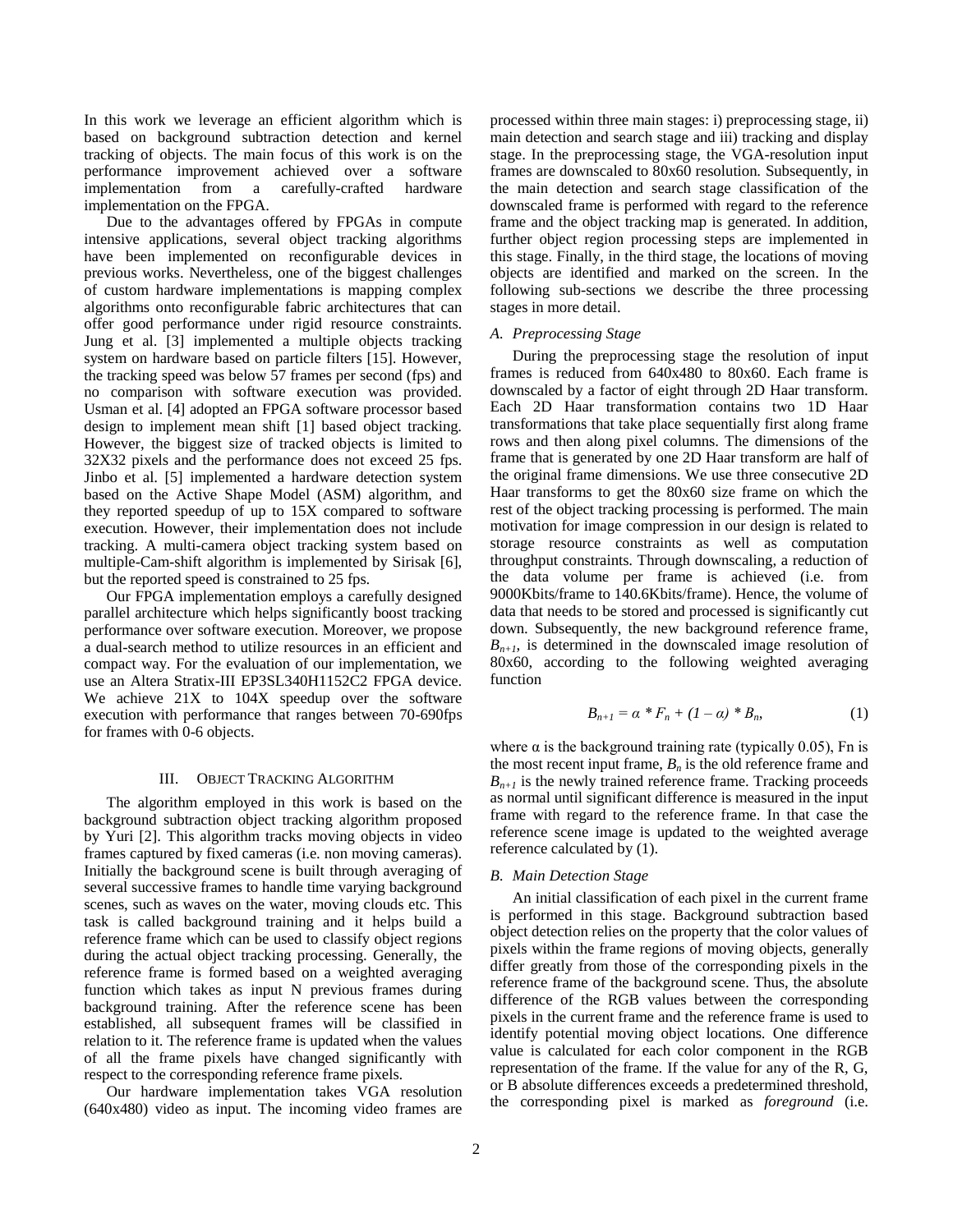In this work we leverage an efficient algorithm which is based on background subtraction detection and kernel tracking of objects. The main focus of this work is on the performance improvement achieved over a software implementation from a carefully-crafted hardware implementation on the FPGA.

Due to the advantages offered by FPGAs in compute intensive applications, several object tracking algorithms have been implemented on reconfigurable devices in previous works. Nevertheless, one of the biggest challenges of custom hardware implementations is mapping complex algorithms onto reconfigurable fabric architectures that can offer good performance under rigid resource constraints. Jung et al. [3] implemented a multiple objects tracking system on hardware based on particle filters [15]. However, the tracking speed was below 57 frames per second (fps) and no comparison with software execution was provided. Usman et al. [4] adopted an FPGA software processor based design to implement mean shift [1] based object tracking. However, the biggest size of tracked objects is limited to 32X32 pixels and the performance does not exceed 25 fps. Jinbo et al. [5] implemented a hardware detection system based on the Active Shape Model (ASM) algorithm, and they reported speedup of up to 15X compared to software execution. However, their implementation does not include tracking. A multi-camera object tracking system based on multiple-Cam-shift algorithm is implemented by Sirisak [6], but the reported speed is constrained to 25 fps.

Our FPGA implementation employs a carefully designed parallel architecture which helps significantly boost tracking performance over software execution. Moreover, we propose a dual-search method to utilize resources in an efficient and compact way. For the evaluation of our implementation, we use an Altera Stratix-III EP3SL340H1152C2 FPGA device. We achieve 21X to 104X speedup over the software execution with performance that ranges between 70-690fps for frames with 0-6 objects.

## III. Object Tracking Algorithm

The algorithm employed in this work is based on the background subtraction object tracking algorithm proposed by Yuri [2]. This algorithm tracks moving objects in video frames captured by fixed cameras (i.e. non moving cameras). Initially the background scene is built through averaging of several successive frames to handle time varying background scenes, such as waves on the water, moving clouds etc. This task is called background training and it helps build a reference frame which can be used to classify object regions during the actual object tracking processing. Generally, the reference frame is formed based on a weighted averaging function which takes as input N previous frames during background training. After the reference scene has been established, all subsequent frames will be classified in relation to it. The reference frame is updated when the values of all the frame pixels have changed significantly with respect to the corresponding reference frame pixels.

Our hardware implementation takes VGA resolution (640x480) video as input. The incoming video frames are processed within three main stages: i) preprocessing stage, ii) main detection and search stage and iii) tracking and display stage. In the preprocessing stage, the VGA-resolution input frames are downscaled to 80x60 resolution. Subsequently, in the main detection and search stage classification of the downscaled frame is performed with regard to the reference frame and the object tracking map is generated. In addition, further object region processing steps are implemented in this stage. Finally, in the third stage, the locations of moving objects are identified and marked on the screen. In the following sub-sections we describe the three processing stages in more detail.

### A. Preprocessing Stage

During the preprocessing stage the resolution of input frames is reduced from 640x480 to 80x60. Each frame is downscaled by a factor of eight through 2D Haar transform. Each 2D Haar transformation contains two 1D Haar transformations that take place sequentially first along frame rows and then along pixel columns. The dimensions of the frame that is generated by one 2D Haar transform are half of the original frame dimensions. We use three consecutive 2D Haar transforms to get the 80x60 size frame on which the rest of the object tracking processing is performed. The main motivation for image compression in our design is related to storage resource constraints as well as computation throughput constraints. Through downscaling, a reduction of the data volume per frame is achieved (i.e. from 9000Kbits/frame to 140.6Kbits/frame). Hence, the volume of data that needs to be stored and processed is significantly cut down. Subsequently, the new background reference frame, $B_{n+1}$, is determined in the downscaled image resolution of 80x60, according to the following weighted averaging function

$$B_{n+1} = \alpha * F_n + (1 - \alpha) * B_n, \tag{1}$$

where $\alpha$ is the background training rate (typically 0.05), Fn is the most recent input frame, $B_n$ is the old reference frame and $B_{n+1}$ is the newly trained reference frame. Tracking proceeds as normal until significant difference is measured in the input frame with regard to the reference frame. In that case the reference scene image is updated to the weighted average reference calculated by (1).

### B. Main Detection Stage

An initial classification of each pixel in the current frame is performed in this stage. Background subtraction based object detection relies on the property that the color values of pixels within the frame regions of moving objects, generally differ greatly from those of the corresponding pixels in the reference frame of the background scene. Thus, the absolute difference of the RGB values between the corresponding pixels in the current frame and the reference frame is used to identify potential moving object locations. One difference value is calculated for each color component in the RGB representation of the frame. If the value for any of the R, G, or B absolute differences exceeds a predetermined threshold, the corresponding pixel is marked as *foreground* (i.e.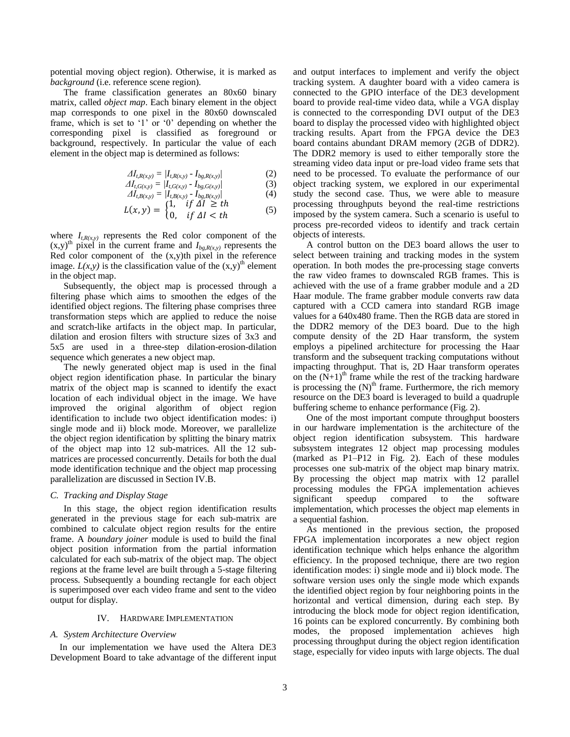potential moving object region). Otherwise, it is marked as *background* (i.e. reference scene region).

The frame classification generates an 80x60 binary matrix, called *object map*. Each binary element in the object map corresponds to one pixel in the 80x60 downscaled frame, which is set to '1' or '0' depending on whether the corresponding pixel is classified as foreground or background, respectively. In particular the value of each element in the object map is determined as follows:

$$\Delta I_{t,R(x,y)} = |I_{t,R(x,y)} - I_{bg,R(x,y)}| \tag{2}$$

$$\Delta I_{t,G(x,y)} = |I_{t,G(x,y)} - I_{bg,G(x,y)}| \tag{3}$$

$$\Delta I_{t,B(x,y)} = |I_{t,B(x,y)} - I_{bg,B(x,y)}| \tag{4}$$

$$L(x,y) = \begin{cases} 1, & if\ \Delta I \geq th \\ 0, & if\ \Delta I < th \end{cases} \tag{5}$$

where $I_{t,R(x,y)}$ represents the Red color component of the $(x,y)^{th}$ pixel in the current frame and $I_{bg,R(x,y)}$ represents the Red color component of the (x,y)th pixel in the reference image. $L(x,y)$ is the classification value of the $(x,y)^{th}$ element in the object map.

Subsequently, the object map is processed through a filtering phase which aims to smoothen the edges of the identified object regions. The filtering phase comprises three transformation steps which are applied to reduce the noise and scratch-like artifacts in the object map. In particular, dilation and erosion filters with structure sizes of 3x3 and 5x5 are used in a three-step dilation-erosion-dilation sequence which generates a new object map.

The newly generated object map is used in the final object region identification phase. In particular the binary matrix of the object map is scanned to identify the exact location of each individual object in the image. We have improved the original algorithm of object region identification to include two object identification modes: i) single mode and ii) block mode. Moreover, we parallelize the object region identification by splitting the binary matrix of the object map into 12 sub-matrices. All the 12 sub-matrices are processed concurrently. Details for both the dual mode identification technique and the object map processing parallelization are discussed in Section IV.B.

### C. Tracking and Display Stage

In this stage, the object region identification results generated in the previous stage for each sub-matrix are combined to calculate object region results for the entire frame. A *boundary joiner* module is used to build the final object position information from the partial information calculated for each sub-matrix of the object map. The object regions at the frame level are built through a 5-stage filtering process. Subsequently a bounding rectangle for each object is superimposed over each video frame and sent to the video output for display.

## IV. Hardware Implementation

### A. System Architecture Overview

In our implementation we have used the Altera DE3 Development Board to take advantage of the different input and output interfaces to implement and verify the object tracking system. A daughter board with a video camera is connected to the GPIO interface of the DE3 development board to provide real-time video data, while a VGA display is connected to the corresponding DVI output of the DE3 board to display the processed video with highlighted object tracking results. Apart from the FPGA device the DE3 board contains abundant DRAM memory (2GB of DDR2). The DDR2 memory is used to either temporally store the streaming video data input or pre-load video frame sets that need to be processed. To evaluate the performance of our object tracking system, we explored in our experimental study the second case. Thus, we were able to measure processing throughputs beyond the real-time restrictions imposed by the system camera. Such a scenario is useful to process pre-recorded videos to identify and track certain objects of interests.

A control button on the DE3 board allows the user to select between training and tracking modes in the system operation. In both modes the pre-processing stage converts the raw video frames to downscaled RGB frames. This is achieved with the use of a frame grabber module and a 2D Haar module. The frame grabber module converts raw data captured with a CCD camera into standard RGB image values for a 640x480 frame. Then the RGB data are stored in the DDR2 memory of the DE3 board. Due to the high compute density of the 2D Haar transform, the system employs a pipelined architecture for processing the Haar transform and the subsequent tracking computations without impacting throughput. That is, 2D Haar transform operates on the $(N+1)^{th}$ frame while the rest of the tracking hardware is processing the $(N)^{th}$ frame. Furthermore, the rich memory resource on the DE3 board is leveraged to build a quadruple buffering scheme to enhance performance (Fig. 2).

One of the most important compute throughput boosters in our hardware implementation is the architecture of the object region identification subsystem. This hardware subsystem integrates 12 object map processing modules (marked as P1–P12 in Fig. 2). Each of these modules processes one sub-matrix of the object map binary matrix. By processing the object map matrix with 12 parallel processing modules the FPGA implementation achieves significant speedup compared to the software implementation, which processes the object map elements in a sequential fashion.

As mentioned in the previous section, the proposed FPGA implementation incorporates a new object region identification technique which helps enhance the algorithm efficiency. In the proposed technique, there are two region identification modes: i) single mode and ii) block mode. The software version uses only the single mode which expands the identified object region by four neighboring points in the horizontal and vertical dimension, during each step. By introducing the block mode for object region identification, 16 points can be explored concurrently. By combining both modes, the proposed implementation achieves high processing throughput during the object region identification stage, especially for video inputs with large objects. The dual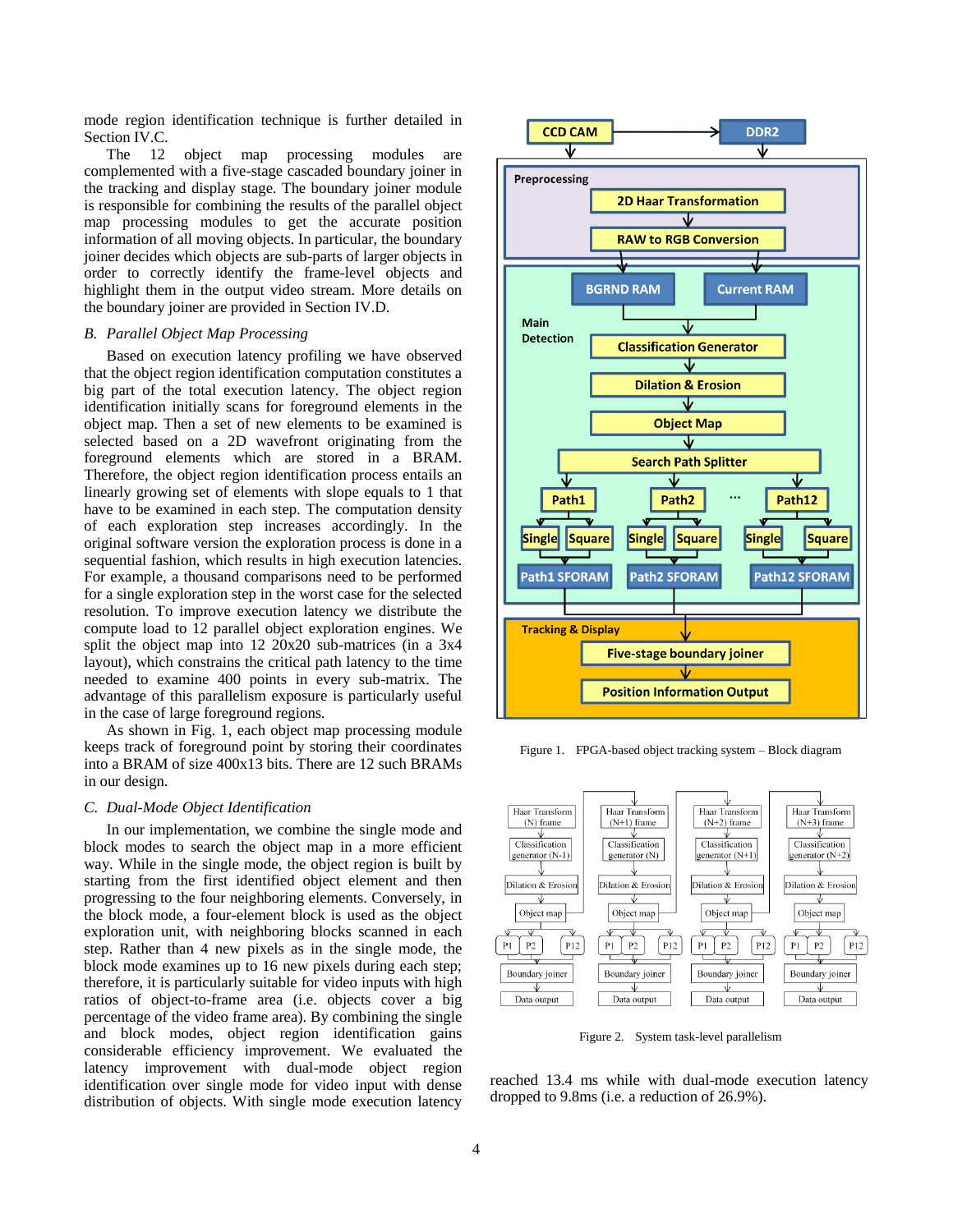mode region identification technique is further detailed in Section IV.C.

The 12 object map processing modules are complemented with a five-stage cascaded boundary joiner in the tracking and display stage. The boundary joiner module is responsible for combining the results of the parallel object map processing modules to get the accurate position information of all moving objects. In particular, the boundary joiner decides which objects are sub-parts of larger objects in order to correctly identify the frame-level objects and highlight them in the output video stream. More details on the boundary joiner are provided in Section IV.D.

### *B. Parallel Object Map Processing*

Based on execution latency profiling we have observed that the object region identification computation constitutes a big part of the total execution latency. The object region identification initially scans for foreground elements in the object map. Then a set of new elements to be examined is selected based on a 2D wavefront originating from the foreground elements which are stored in a BRAM. Therefore, the object region identification process entails an linearly growing set of elements with slope equals to 1 that have to be examined in each step. The computation density of each exploration step increases accordingly. In the original software version the exploration process is done in a sequential fashion, which results in high execution latencies. For example, a thousand comparisons need to be performed for a single exploration step in the worst case for the selected resolution. To improve execution latency we distribute the compute load to 12 parallel object exploration engines. We split the object map into 12 20x20 sub-matrices (in a 3x4 layout), which constrains the critical path latency to the time needed to examine 400 points in every sub-matrix. The advantage of this parallelism exposure is particularly useful in the case of large foreground regions.

As shown in Fig. 1, each object map processing module keeps track of foreground point by storing their coordinates into a BRAM of size 400x13 bits. There are 12 such BRAMs in our design.

### *C. Dual-Mode Object Identification*

In our implementation, we combine the single mode and block modes to search the object map in a more efficient way. While in the single mode, the object region is built by starting from the first identified object element and then progressing to the four neighboring elements. Conversely, in the block mode, a four-element block is used as the object exploration unit, with neighboring blocks scanned in each step. Rather than 4 new pixels as in the single mode, the block mode examines up to 16 new pixels during each step; therefore, it is particularly suitable for video inputs with high ratios of object-to-frame area (i.e. objects cover a big percentage of the video frame area). By combining the single and block modes, object region identification gains considerable efficiency improvement. We evaluated the latency improvement with dual-mode object region identification over single mode for video input with dense distribution of objects. With single mode execution latency reached 13.4 ms while with dual-mode execution latency dropped to 9.8ms (i.e. a reduction of 26.9%).

Figure 1. FPGA-based object tracking system – Block diagram

Figure 2. System task-level parallelism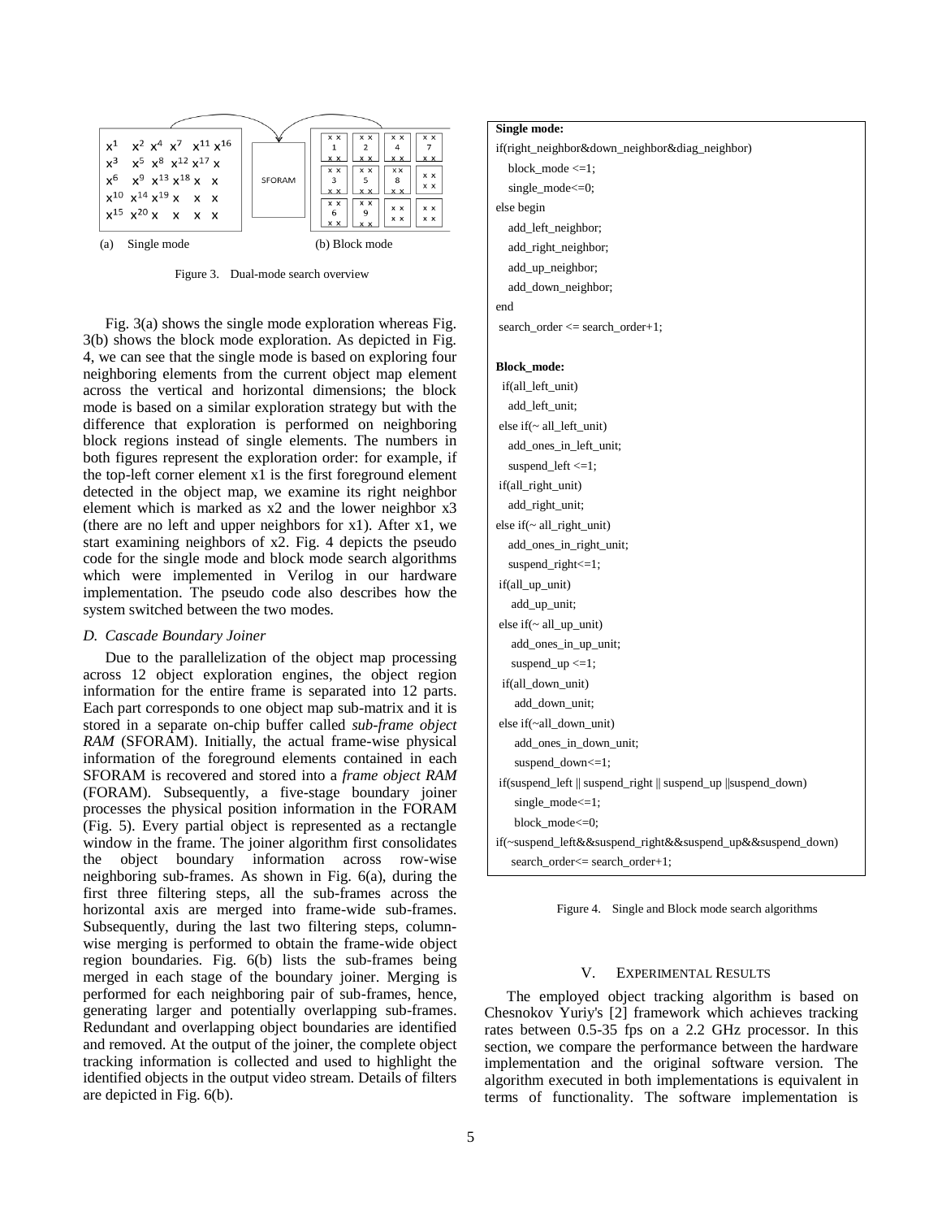Figure 3. Dual-mode search overview

Fig. 3(a) shows the single mode exploration whereas Fig. 3(b) shows the block mode exploration. As depicted in Fig. 4, we can see that the single mode is based on exploring four neighboring elements from the current object map element across the vertical and horizontal dimensions; the block mode is based on a similar exploration strategy but with the difference that exploration is performed on neighboring block regions instead of single elements. The numbers in both figures represent the exploration order: for example, if the top-left corner element x1 is the first foreground element detected in the object map, we examine its right neighbor element which is marked as x2 and the lower neighbor x3 (there are no left and upper neighbors for x1). After x1, we start examining neighbors of x2. Fig. 4 depicts the pseudo code for the single mode and block mode search algorithms which were implemented in Verilog in our hardware implementation. The pseudo code also describes how the system switched between the two modes.

### *D. Cascade Boundary Joiner*

Due to the parallelization of the object map processing across 12 object exploration engines, the object region information for the entire frame is separated into 12 parts. Each part corresponds to one object map sub-matrix and it is stored in a separate on-chip buffer called *sub-frame object RAM* (SFORAM). Initially, the actual frame-wise physical information of the foreground elements contained in each SFORAM is recovered and stored into a *frame object RAM* (FORAM). Subsequently, a five-stage boundary joiner processes the physical position information in the FORAM (Fig. 5). Every partial object is represented as a rectangle window in the frame. The joiner algorithm first consolidates the object boundary information across row-wise neighboring sub-frames. As shown in Fig. 6(a), during the first three filtering steps, all the sub-frames across the horizontal axis are merged into frame-wide sub-frames. Subsequently, during the last two filtering steps, column-wise merging is performed to obtain the frame-wide object region boundaries. Fig. 6(b) lists the sub-frames being merged in each stage of the boundary joiner. Merging is performed for each neighboring pair of sub-frames, hence, generating larger and potentially overlapping sub-frames. Redundant and overlapping object boundaries are identified and removed. At the output of the joiner, the complete object tracking information is collected and used to highlight the identified objects in the output video stream. Details of filters are depicted in Fig. 6(b).

```
Single mode:
if(right_neighbor&down_neighbor&diag_neighbor)
   block_mode <=1;
   single_mode<=0;
else begin
   add_left_neighbor;
   add_right_neighbor;
   add_up_neighbor;
   add_down_neighbor;
end
 search_order <= search_order+1;

Block_mode:
 if(all_left_unit)
   add_left_unit;
 else if(~ all_left_unit)
   add_ones_in_left_unit;
   suspend_left <=1;
 if(all_right_unit)
   add_right_unit;
else if(~ all_right_unit)
   add_ones_in_right_unit;
   suspend_right<=1;
 if(all_up_unit)
    add_up_unit;
 else if(~ all_up_unit)
    add_ones_in_up_unit;
    suspend_up <=1;
 if(all_down_unit)
     add_down_unit;
 else if(~all_down_unit)
     add_ones_in_down_unit;
     suspend_down<=1;
 if(suspend_left || suspend_right || suspend_up ||suspend_down)
     single_mode<=1;
     block_mode<=0;
if(~suspend_left&&suspend_right&&suspend_up&&suspend_down)
    search_order<= search_order+1;
```

Figure 4. Single and Block mode search algorithms

## V. EXPERIMENTAL RESULTS

The employed object tracking algorithm is based on Chesnokov Yuriy's [2] framework which achieves tracking rates between 0.5-35 fps on a 2.2 GHz processor. In this section, we compare the performance between the hardware implementation and the original software version. The algorithm executed in both implementations is equivalent in terms of functionality. The software implementation is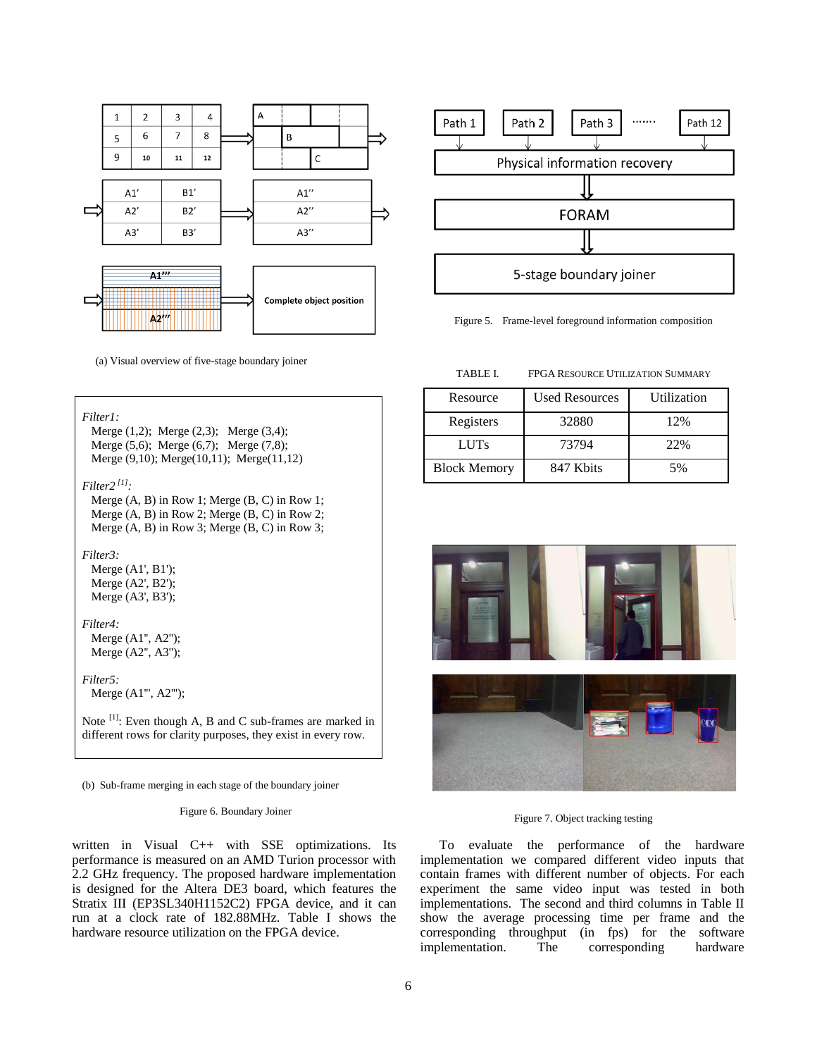(a) Visual overview of five-stage boundary joiner

*Filter1:*
Merge (1,2); Merge (2,3); Merge (3,4);
Merge (5,6); Merge (6,7); Merge (7,8);
Merge (9,10); Merge(10,11); Merge(11,12)

*Filter2* [1]*:*
Merge (A, B) in Row 1; Merge (B, C) in Row 1;
Merge (A, B) in Row 2; Merge (B, C) in Row 2;
Merge (A, B) in Row 3; Merge (B, C) in Row 3;

*Filter3:*
Merge (A1', B1');
Merge (A2', B2');
Merge (A3', B3');

*Filter4:*
Merge (A1'', A2'');
Merge (A2'', A3'');

*Filter5:*
Merge (A1''', A2''');

Note [1]: Even though A, B and C sub-frames are marked in different rows for clarity purposes, they exist in every row.

(b) Sub-frame merging in each stage of the boundary joiner

Figure 6. Boundary Joiner

written in Visual C++ with SSE optimizations. Its performance is measured on an AMD Turion processor with 2.2 GHz frequency. The proposed hardware implementation is designed for the Altera DE3 board, which features the Stratix III (EP3SL340H1152C2) FPGA device, and it can run at a clock rate of 182.88MHz. Table I shows the hardware resource utilization on the FPGA device.

Figure 5. Frame-level foreground information composition

TABLE I. FPGA RESOURCE UTILIZATION SUMMARY

| Resource | Used Resources | Utilization |
|---|---|---|
| Registers | 32880 | 12% |
| LUTs | 73794 | 22% |
| Block Memory | 847 Kbits | 5% |

Figure 7. Object tracking testing

To evaluate the performance of the hardware implementation we compared different video inputs that contain frames with different number of objects. For each experiment the same video input was tested in both implementations. The second and third columns in Table II show the average processing time per frame and the corresponding throughput (in fps) for the software implementation. The corresponding hardware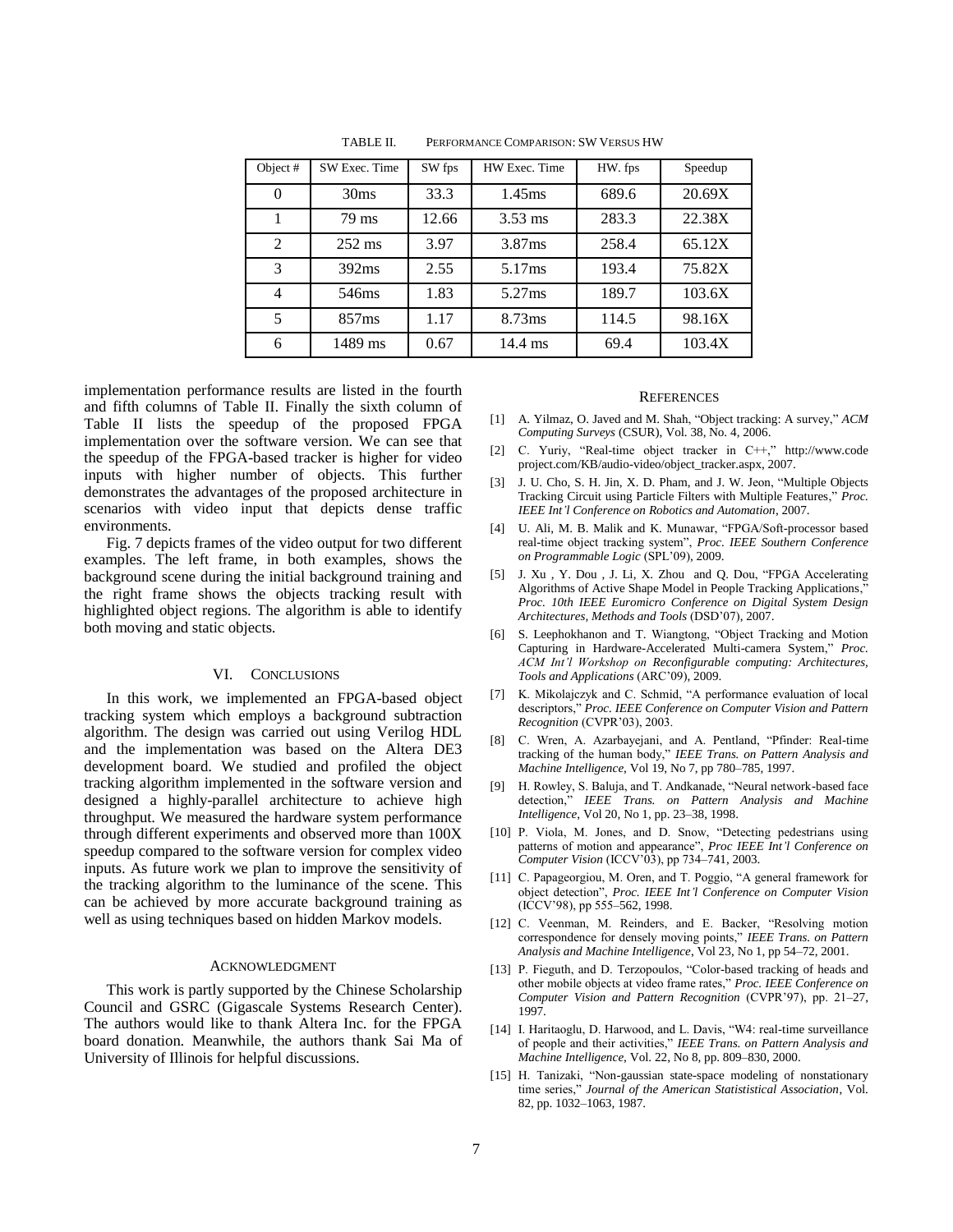TABLE II. PERFORMANCE COMPARISON: SW VERSUS HW

| Object # | SW Exec. Time | SW fps | HW Exec. Time | HW. fps | Speedup |
|---|---|---|---|---|---|
| 0 | 30ms | 33.3 | 1.45ms | 689.6 | 20.69X |
| 1 | 79 ms | 12.66 | 3.53 ms | 283.3 | 22.38X |
| 2 | 252 ms | 3.97 | 3.87ms | 258.4 | 65.12X |
| 3 | 392ms | 2.55 | 5.17ms | 193.4 | 75.82X |
| 4 | 546ms | 1.83 | 5.27ms | 189.7 | 103.6X |
| 5 | 857ms | 1.17 | 8.73ms | 114.5 | 98.16X |
| 6 | 1489 ms | 0.67 | 14.4 ms | 69.4 | 103.4X |

implementation performance results are listed in the fourth and fifth columns of Table II. Finally the sixth column of Table II lists the speedup of the proposed FPGA implementation over the software version. We can see that the speedup of the FPGA-based tracker is higher for video inputs with higher number of objects. This further demonstrates the advantages of the proposed architecture in scenarios with video input that depicts dense traffic environments.

Fig. 7 depicts frames of the video output for two different examples. The left frame, in both examples, shows the background scene during the initial background training and the right frame shows the objects tracking result with highlighted object regions. The algorithm is able to identify both moving and static objects.

## VI. CONCLUSIONS

In this work, we implemented an FPGA-based object tracking system which employs a background subtraction algorithm. The design was carried out using Verilog HDL and the implementation was based on the Altera DE3 development board. We studied and profiled the object tracking algorithm implemented in the software version and designed a highly-parallel architecture to achieve high throughput. We measured the hardware system performance through different experiments and observed more than 100X speedup compared to the software version for complex video inputs. As future work we plan to improve the sensitivity of the tracking algorithm to the luminance of the scene. This can be achieved by more accurate background training as well as using techniques based on hidden Markov models.

## ACKNOWLEDGMENT

This work is partly supported by the Chinese Scholarship Council and GSRC (Gigascale Systems Research Center). The authors would like to thank Altera Inc. for the FPGA board donation. Meanwhile, the authors thank Sai Ma of University of Illinois for helpful discussions.

## REFERENCES

[1] A. Yilmaz, O. Javed and M. Shah, "Object tracking: A survey," *ACM Computing Surveys* (CSUR), Vol. 38, No. 4, 2006.

[2] C. Yuriy, "Real-time object tracker in C++," http://www.codeproject.com/KB/audio-video/object_tracker.aspx, 2007.

[3] J. U. Cho, S. H. Jin, X. D. Pham, and J. W. Jeon, "Multiple Objects Tracking Circuit using Particle Filters with Multiple Features," *Proc. IEEE Int'l Conference on Robotics and Automation*, 2007.

[4] U. Ali, M. B. Malik and K. Munawar, "FPGA/Soft-processor based real-time object tracking system", *Proc. IEEE Southern Conference on Programmable Logic* (SPL'09), 2009.

[5] J. Xu , Y. Dou , J. Li, X. Zhou and Q. Dou, "FPGA Accelerating Algorithms of Active Shape Model in People Tracking Applications," *Proc. 10th IEEE Euromicro Conference on Digital System Design Architectures, Methods and Tools* (DSD'07), 2007.

[6] S. Leephokhanon and T. Wiangtong, "Object Tracking and Motion Capturing in Hardware-Accelerated Multi-camera System," *Proc. ACM Int'l Workshop on Reconfigurable computing: Architectures, Tools and Applications* (ARC'09), 2009.

[7] K. Mikolajczyk and C. Schmid, "A performance evaluation of local descriptors," *Proc. IEEE Conference on Computer Vision and Pattern Recognition* (CVPR'03), 2003.

[8] C. Wren, A. Azarbayejani, and A. Pentland, "Pfinder: Real-time tracking of the human body," *IEEE Trans. on Pattern Analysis and Machine Intelligence*, Vol 19, No 7, pp 780–785, 1997.

[9] H. Rowley, S. Baluja, and T. Andkanade, "Neural network-based face detection," *IEEE Trans. on Pattern Analysis and Machine Intelligence*, Vol 20, No 1, pp. 23–38, 1998.

[10] P. Viola, M. Jones, and D. Snow, "Detecting pedestrians using patterns of motion and appearance", *Proc IEEE Int'l Conference on Computer Vision* (ICCV'03), pp 734–741, 2003.

[11] C. Papageorgiou, M. Oren, and T. Poggio, "A general framework for object detection", *Proc. IEEE Int'l Conference on Computer Vision* (ICCV'98), pp 555–562, 1998.

[12] C. Veenman, M. Reinders, and E. Backer, "Resolving motion correspondence for densely moving points," *IEEE Trans. on Pattern Analysis and Machine Intelligence*, Vol 23, No 1, pp 54–72, 2001.

[13] P. Fieguth, and D. Terzopoulos, "Color-based tracking of heads and other mobile objects at video frame rates," *Proc. IEEE Conference on Computer Vision and Pattern Recognition* (CVPR'97), pp. 21–27, 1997.

[14] I. Haritaoglu, D. Harwood, and L. Davis, "W4: real-time surveillance of people and their activities," *IEEE Trans. on Pattern Analysis and Machine Intelligence*, Vol. 22, No 8, pp. 809–830, 2000.

[15] H. Tanizaki, "Non-gaussian state-space modeling of nonstationary time series," *Journal of the American Statistical Association*, Vol. 82, pp. 1032–1063, 1987.